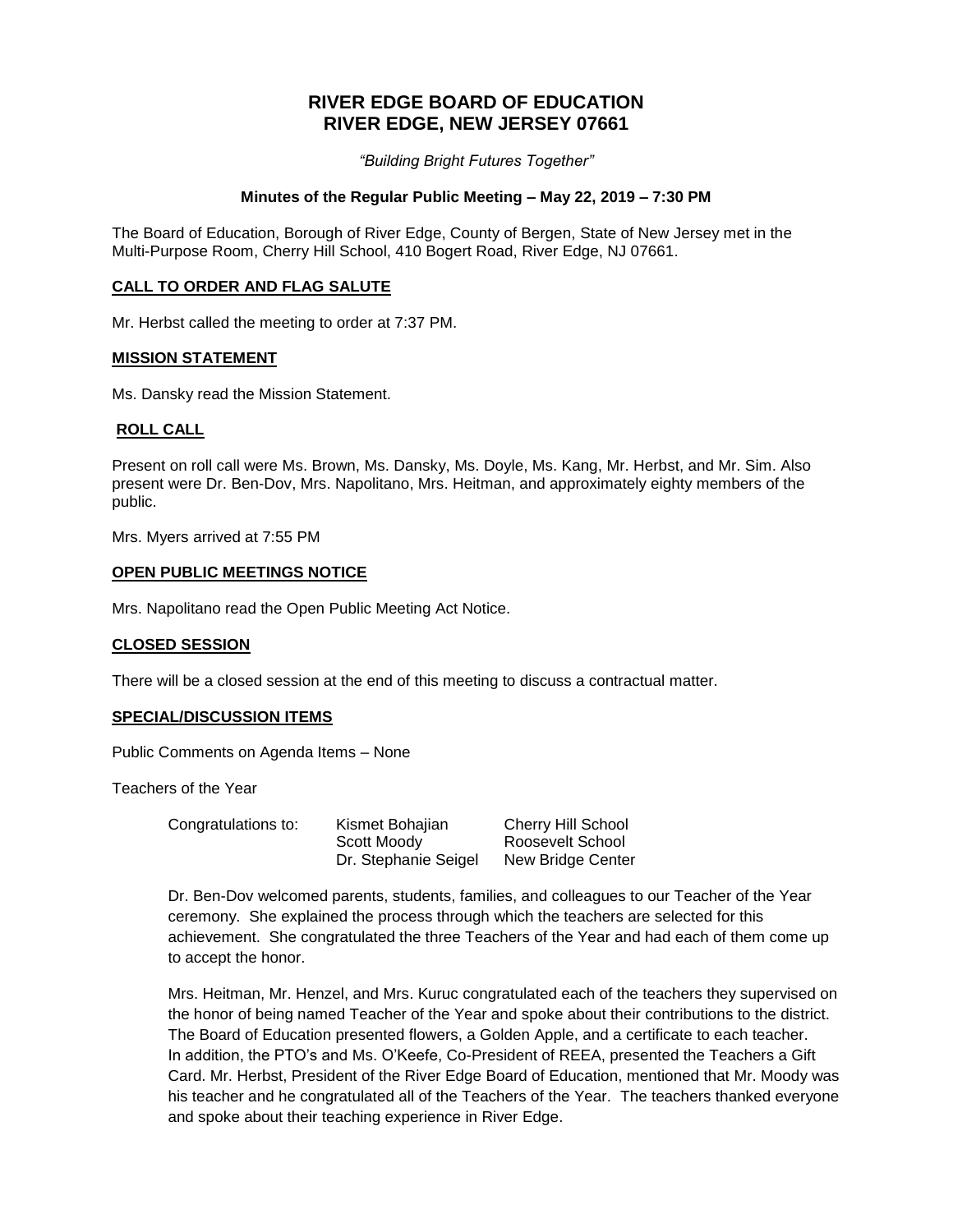# RIVER EDGE BOARD OF EDUCATION
# RIVER EDGE, NEW JERSEY 07661

*"Building Bright Futures Together"*

**Minutes of the Regular Public Meeting – May 22, 2019 – 7:30 PM**

The Board of Education, Borough of River Edge, County of Bergen, State of New Jersey met in the Multi-Purpose Room, Cherry Hill School, 410 Bogert Road, River Edge, NJ 07661.

## CALL TO ORDER AND FLAG SALUTE

Mr. Herbst called the meeting to order at 7:37 PM.

## MISSION STATEMENT

Ms. Dansky read the Mission Statement.

## ROLL CALL

Present on roll call were Ms. Brown, Ms. Dansky, Ms. Doyle, Ms. Kang, Mr. Herbst, and Mr. Sim. Also present were Dr. Ben-Dov, Mrs. Napolitano, Mrs. Heitman, and approximately eighty members of the public.

Mrs. Myers arrived at 7:55 PM

## OPEN PUBLIC MEETINGS NOTICE

Mrs. Napolitano read the Open Public Meeting Act Notice.

## CLOSED SESSION

There will be a closed session at the end of this meeting to discuss a contractual matter.

## SPECIAL/DISCUSSION ITEMS

Public Comments on Agenda Items – None

Teachers of the Year

| Congratulations to: | Kismet Bohajian | Cherry Hill School |
|---|---|---|
| | Scott Moody | Roosevelt School |
| | Dr. Stephanie Seigel | New Bridge Center |

Dr. Ben-Dov welcomed parents, students, families, and colleagues to our Teacher of the Year ceremony. She explained the process through which the teachers are selected for this achievement. She congratulated the three Teachers of the Year and had each of them come up to accept the honor.

Mrs. Heitman, Mr. Henzel, and Mrs. Kuruc congratulated each of the teachers they supervised on the honor of being named Teacher of the Year and spoke about their contributions to the district. The Board of Education presented flowers, a Golden Apple, and a certificate to each teacher. In addition, the PTO's and Ms. O'Keefe, Co-President of REEA, presented the Teachers a Gift Card. Mr. Herbst, President of the River Edge Board of Education, mentioned that Mr. Moody was his teacher and he congratulated all of the Teachers of the Year. The teachers thanked everyone and spoke about their teaching experience in River Edge.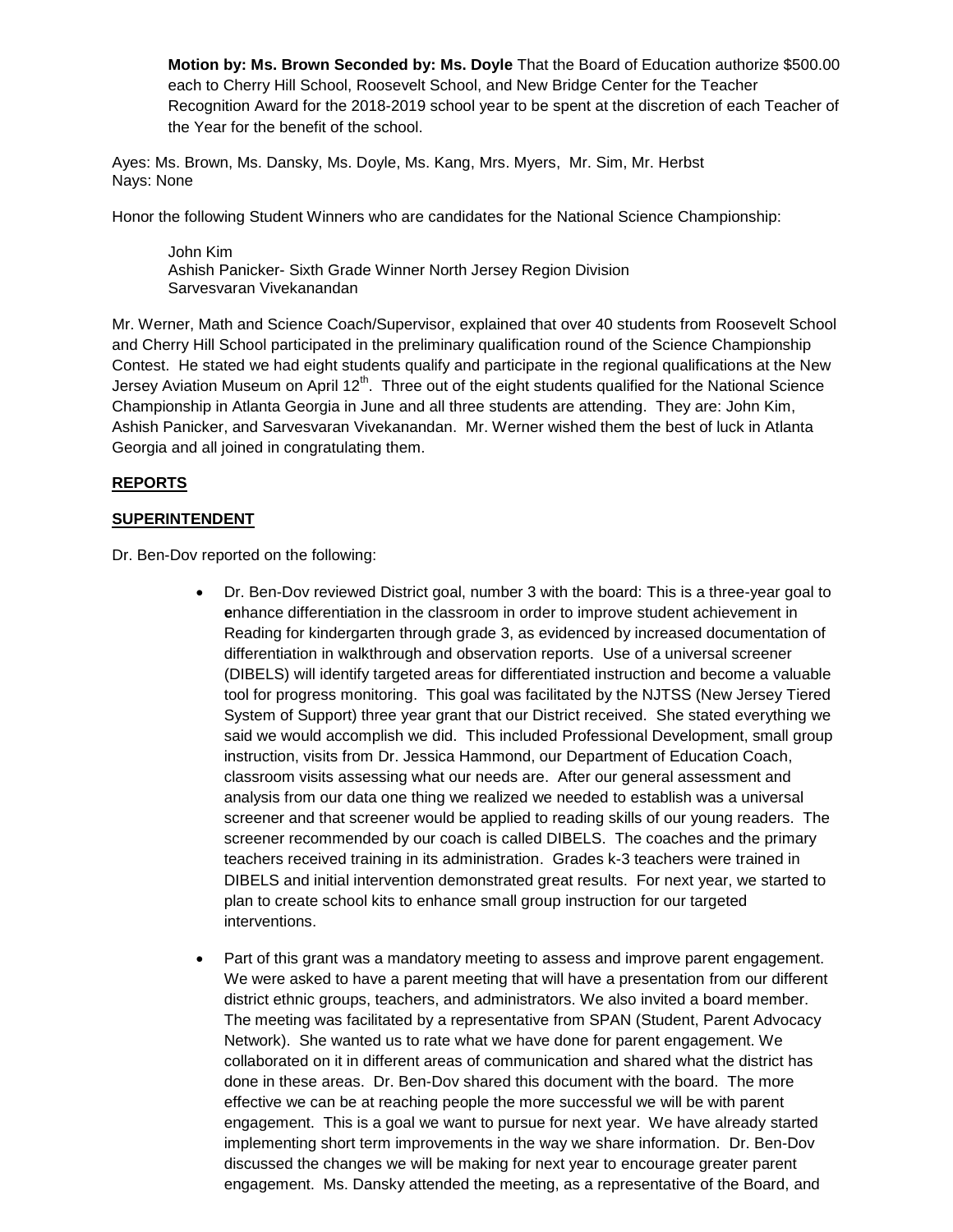**Motion by: Ms. Brown Seconded by: Ms. Doyle** That the Board of Education authorize $500.00 each to Cherry Hill School, Roosevelt School, and New Bridge Center for the Teacher Recognition Award for the 2018-2019 school year to be spent at the discretion of each Teacher of the Year for the benefit of the school.

Ayes: Ms. Brown, Ms. Dansky, Ms. Doyle, Ms. Kang, Mrs. Myers, Mr. Sim, Mr. Herbst
Nays: None

Honor the following Student Winners who are candidates for the National Science Championship:

John Kim
Ashish Panicker- Sixth Grade Winner North Jersey Region Division
Sarvesvaran Vivekanandan

Mr. Werner, Math and Science Coach/Supervisor, explained that over 40 students from Roosevelt School and Cherry Hill School participated in the preliminary qualification round of the Science Championship Contest. He stated we had eight students qualify and participate in the regional qualifications at the New Jersey Aviation Museum on April 12th. Three out of the eight students qualified for the National Science Championship in Atlanta Georgia in June and all three students are attending. They are: John Kim, Ashish Panicker, and Sarvesvaran Vivekanandan. Mr. Werner wished them the best of luck in Atlanta Georgia and all joined in congratulating them.

**REPORTS**

**SUPERINTENDENT**

Dr. Ben-Dov reported on the following:

- Dr. Ben-Dov reviewed District goal, number 3 with the board: This is a three-year goal to **e**nhance differentiation in the classroom in order to improve student achievement in Reading for kindergarten through grade 3, as evidenced by increased documentation of differentiation in walkthrough and observation reports. Use of a universal screener (DIBELS) will identify targeted areas for differentiated instruction and become a valuable tool for progress monitoring. This goal was facilitated by the NJTSS (New Jersey Tiered System of Support) three year grant that our District received. She stated everything we said we would accomplish we did. This included Professional Development, small group instruction, visits from Dr. Jessica Hammond, our Department of Education Coach, classroom visits assessing what our needs are. After our general assessment and analysis from our data one thing we realized we needed to establish was a universal screener and that screener would be applied to reading skills of our young readers. The screener recommended by our coach is called DIBELS. The coaches and the primary teachers received training in its administration. Grades k-3 teachers were trained in DIBELS and initial intervention demonstrated great results. For next year, we started to plan to create school kits to enhance small group instruction for our targeted interventions.

- Part of this grant was a mandatory meeting to assess and improve parent engagement. We were asked to have a parent meeting that will have a presentation from our different district ethnic groups, teachers, and administrators. We also invited a board member. The meeting was facilitated by a representative from SPAN (Student, Parent Advocacy Network). She wanted us to rate what we have done for parent engagement. We collaborated on it in different areas of communication and shared what the district has done in these areas. Dr. Ben-Dov shared this document with the board. The more effective we can be at reaching people the more successful we will be with parent engagement. This is a goal we want to pursue for next year. We have already started implementing short term improvements in the way we share information. Dr. Ben-Dov discussed the changes we will be making for next year to encourage greater parent engagement. Ms. Dansky attended the meeting, as a representative of the Board, and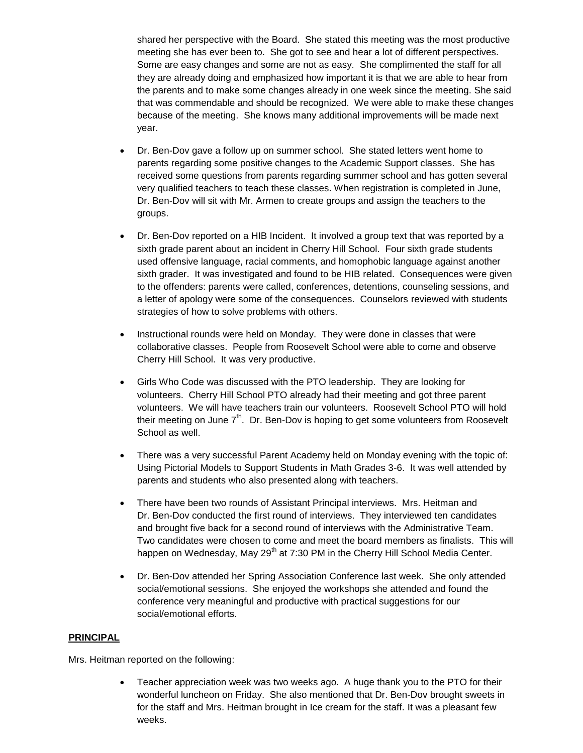shared her perspective with the Board. She stated this meeting was the most productive meeting she has ever been to. She got to see and hear a lot of different perspectives. Some are easy changes and some are not as easy. She complimented the staff for all they are already doing and emphasized how important it is that we are able to hear from the parents and to make some changes already in one week since the meeting. She said that was commendable and should be recognized. We were able to make these changes because of the meeting. She knows many additional improvements will be made next year.

- Dr. Ben-Dov gave a follow up on summer school. She stated letters went home to parents regarding some positive changes to the Academic Support classes. She has received some questions from parents regarding summer school and has gotten several very qualified teachers to teach these classes. When registration is completed in June, Dr. Ben-Dov will sit with Mr. Armen to create groups and assign the teachers to the groups.
- Dr. Ben-Dov reported on a HIB Incident. It involved a group text that was reported by a sixth grade parent about an incident in Cherry Hill School. Four sixth grade students used offensive language, racial comments, and homophobic language against another sixth grader. It was investigated and found to be HIB related. Consequences were given to the offenders: parents were called, conferences, detentions, counseling sessions, and a letter of apology were some of the consequences. Counselors reviewed with students strategies of how to solve problems with others.
- Instructional rounds were held on Monday. They were done in classes that were collaborative classes. People from Roosevelt School were able to come and observe Cherry Hill School. It was very productive.
- Girls Who Code was discussed with the PTO leadership. They are looking for volunteers. Cherry Hill School PTO already had their meeting and got three parent volunteers. We will have teachers train our volunteers. Roosevelt School PTO will hold their meeting on June 7th. Dr. Ben-Dov is hoping to get some volunteers from Roosevelt School as well.
- There was a very successful Parent Academy held on Monday evening with the topic of: Using Pictorial Models to Support Students in Math Grades 3-6. It was well attended by parents and students who also presented along with teachers.
- There have been two rounds of Assistant Principal interviews. Mrs. Heitman and Dr. Ben-Dov conducted the first round of interviews. They interviewed ten candidates and brought five back for a second round of interviews with the Administrative Team. Two candidates were chosen to come and meet the board members as finalists. This will happen on Wednesday, May 29th at 7:30 PM in the Cherry Hill School Media Center.
- Dr. Ben-Dov attended her Spring Association Conference last week. She only attended social/emotional sessions. She enjoyed the workshops she attended and found the conference very meaningful and productive with practical suggestions for our social/emotional efforts.

**PRINCIPAL**

Mrs. Heitman reported on the following:

- Teacher appreciation week was two weeks ago. A huge thank you to the PTO for their wonderful luncheon on Friday. She also mentioned that Dr. Ben-Dov brought sweets in for the staff and Mrs. Heitman brought in Ice cream for the staff. It was a pleasant few weeks.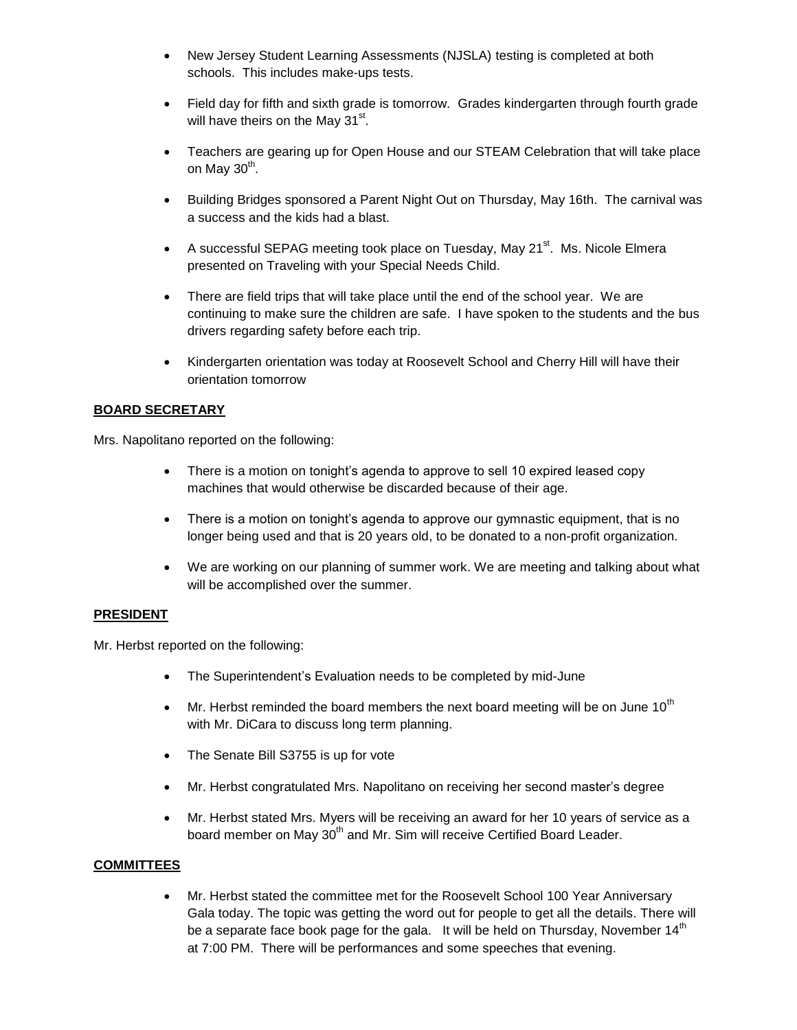- New Jersey Student Learning Assessments (NJSLA) testing is completed at both schools. This includes make-ups tests.
- Field day for fifth and sixth grade is tomorrow. Grades kindergarten through fourth grade will have theirs on the May 31st.
- Teachers are gearing up for Open House and our STEAM Celebration that will take place on May 30th.
- Building Bridges sponsored a Parent Night Out on Thursday, May 16th. The carnival was a success and the kids had a blast.
- A successful SEPAG meeting took place on Tuesday, May 21st. Ms. Nicole Elmera presented on Traveling with your Special Needs Child.
- There are field trips that will take place until the end of the school year. We are continuing to make sure the children are safe. I have spoken to the students and the bus drivers regarding safety before each trip.
- Kindergarten orientation was today at Roosevelt School and Cherry Hill will have their orientation tomorrow

**BOARD SECRETARY**

Mrs. Napolitano reported on the following:

- There is a motion on tonight's agenda to approve to sell 10 expired leased copy machines that would otherwise be discarded because of their age.
- There is a motion on tonight's agenda to approve our gymnastic equipment, that is no longer being used and that is 20 years old, to be donated to a non-profit organization.
- We are working on our planning of summer work. We are meeting and talking about what will be accomplished over the summer.

**PRESIDENT**

Mr. Herbst reported on the following:

- The Superintendent's Evaluation needs to be completed by mid-June
- Mr. Herbst reminded the board members the next board meeting will be on June 10th with Mr. DiCara to discuss long term planning.
- The Senate Bill S3755 is up for vote
- Mr. Herbst congratulated Mrs. Napolitano on receiving her second master's degree
- Mr. Herbst stated Mrs. Myers will be receiving an award for her 10 years of service as a board member on May 30th and Mr. Sim will receive Certified Board Leader.

**COMMITTEES**

- Mr. Herbst stated the committee met for the Roosevelt School 100 Year Anniversary Gala today. The topic was getting the word out for people to get all the details. There will be a separate face book page for the gala. It will be held on Thursday, November 14th at 7:00 PM. There will be performances and some speeches that evening.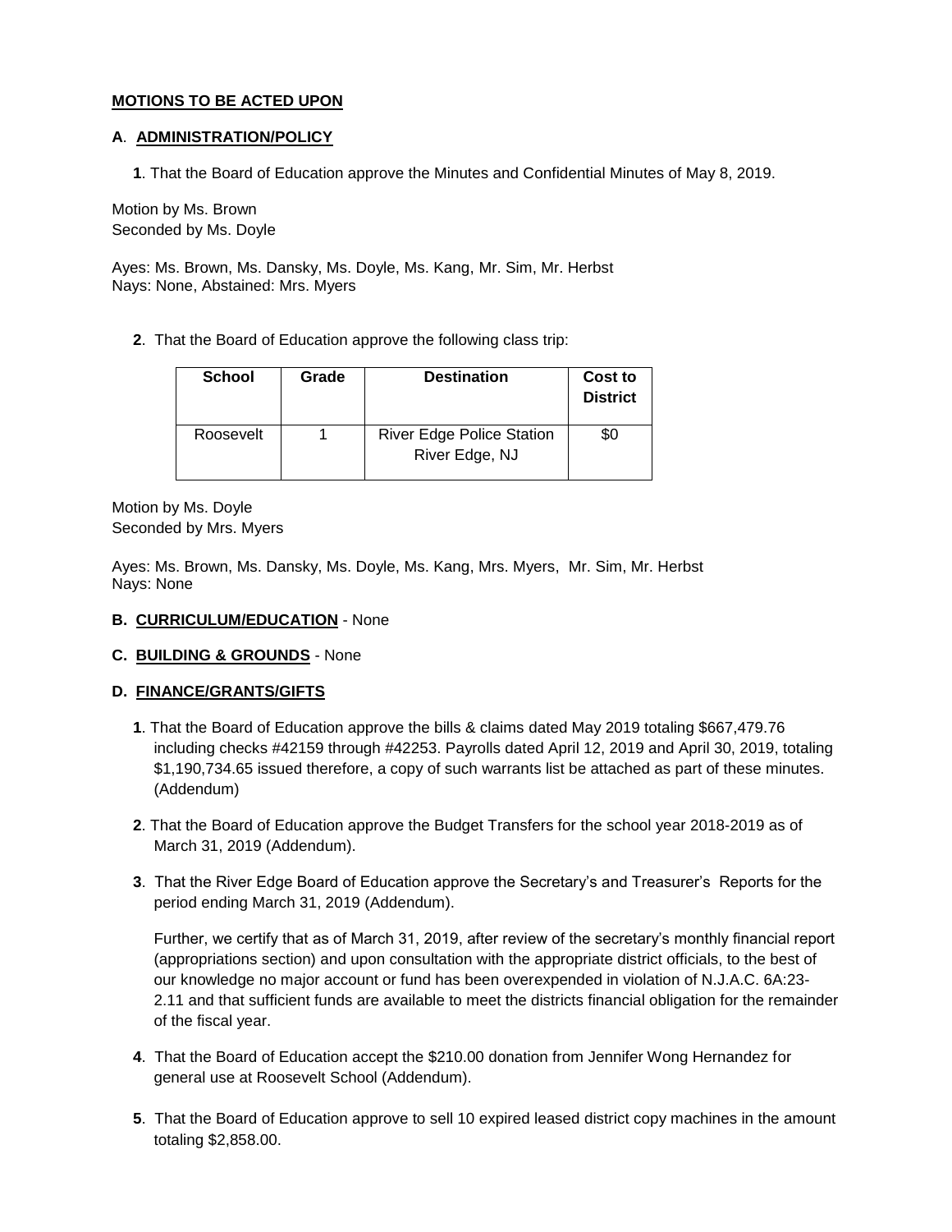**MOTIONS TO BE ACTED UPON**

**A**. **ADMINISTRATION/POLICY**

**1**. That the Board of Education approve the Minutes and Confidential Minutes of May 8, 2019.

Motion by Ms. Brown
Seconded by Ms. Doyle

Ayes: Ms. Brown, Ms. Dansky, Ms. Doyle, Ms. Kang, Mr. Sim, Mr. Herbst
Nays: None, Abstained: Mrs. Myers

**2**. That the Board of Education approve the following class trip:

| School | Grade | Destination | Cost to District |
|---|---|---|---|
| Roosevelt | 1 | River Edge Police Station River Edge, NJ | $0 |

Motion by Ms. Doyle
Seconded by Mrs. Myers

Ayes: Ms. Brown, Ms. Dansky, Ms. Doyle, Ms. Kang, Mrs. Myers, Mr. Sim, Mr. Herbst
Nays: None

**B. CURRICULUM/EDUCATION** - None

**C. BUILDING & GROUNDS** - None

**D. FINANCE/GRANTS/GIFTS**

**1**. That the Board of Education approve the bills & claims dated May 2019 totaling $667,479.76 including checks #42159 through #42253. Payrolls dated April 12, 2019 and April 30, 2019, totaling $1,190,734.65 issued therefore, a copy of such warrants list be attached as part of these minutes. (Addendum)

**2**. That the Board of Education approve the Budget Transfers for the school year 2018-2019 as of March 31, 2019 (Addendum).

**3**. That the River Edge Board of Education approve the Secretary's and Treasurer's Reports for the period ending March 31, 2019 (Addendum).

Further, we certify that as of March 31, 2019, after review of the secretary's monthly financial report (appropriations section) and upon consultation with the appropriate district officials, to the best of our knowledge no major account or fund has been overexpended in violation of N.J.A.C. 6A:23-2.11 and that sufficient funds are available to meet the districts financial obligation for the remainder of the fiscal year.

**4**. That the Board of Education accept the $210.00 donation from Jennifer Wong Hernandez for general use at Roosevelt School (Addendum).

**5**. That the Board of Education approve to sell 10 expired leased district copy machines in the amount totaling $2,858.00.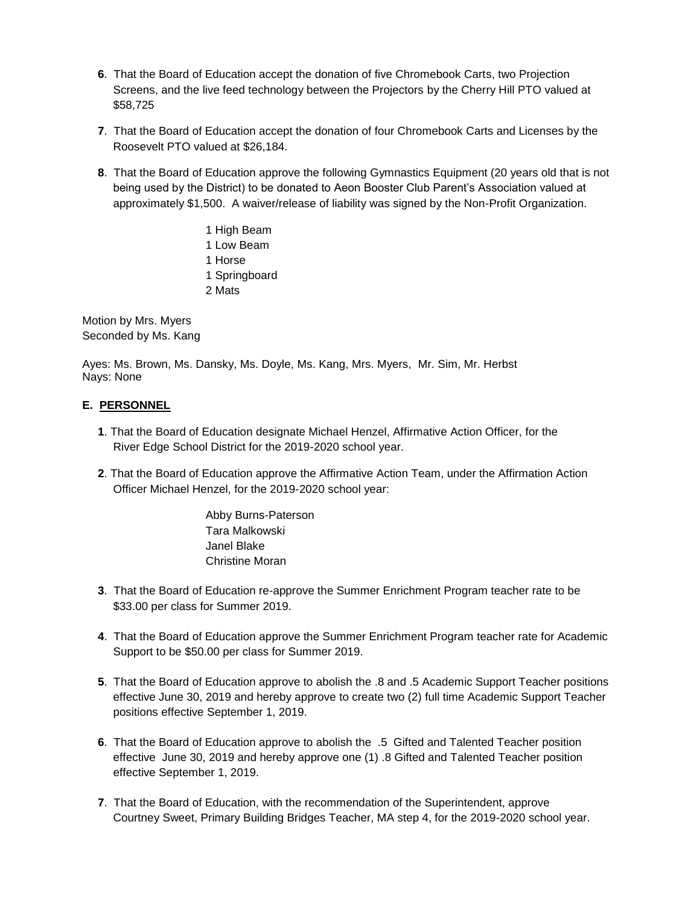**6**. That the Board of Education accept the donation of five Chromebook Carts, two Projection Screens, and the live feed technology between the Projectors by the Cherry Hill PTO valued at $58,725

**7**. That the Board of Education accept the donation of four Chromebook Carts and Licenses by the Roosevelt PTO valued at $26,184.

**8**. That the Board of Education approve the following Gymnastics Equipment (20 years old that is not being used by the District) to be donated to Aeon Booster Club Parent's Association valued at approximately $1,500. A waiver/release of liability was signed by the Non-Profit Organization.

1 High Beam
1 Low Beam
1 Horse
1 Springboard
2 Mats

Motion by Mrs. Myers
Seconded by Ms. Kang

Ayes: Ms. Brown, Ms. Dansky, Ms. Doyle, Ms. Kang, Mrs. Myers, Mr. Sim, Mr. Herbst
Nays: None

## E. PERSONNEL

**1**. That the Board of Education designate Michael Henzel, Affirmative Action Officer, for the River Edge School District for the 2019-2020 school year.

**2**. That the Board of Education approve the Affirmative Action Team, under the Affirmation Action Officer Michael Henzel, for the 2019-2020 school year:

Abby Burns-Paterson
Tara Malkowski
Janel Blake
Christine Moran

**3**. That the Board of Education re-approve the Summer Enrichment Program teacher rate to be $33.00 per class for Summer 2019.

**4**. That the Board of Education approve the Summer Enrichment Program teacher rate for Academic Support to be $50.00 per class for Summer 2019.

**5**. That the Board of Education approve to abolish the .8 and .5 Academic Support Teacher positions effective June 30, 2019 and hereby approve to create two (2) full time Academic Support Teacher positions effective September 1, 2019.

**6**. That the Board of Education approve to abolish the .5 Gifted and Talented Teacher position effective June 30, 2019 and hereby approve one (1) .8 Gifted and Talented Teacher position effective September 1, 2019.

**7**. That the Board of Education, with the recommendation of the Superintendent, approve Courtney Sweet, Primary Building Bridges Teacher, MA step 4, for the 2019-2020 school year.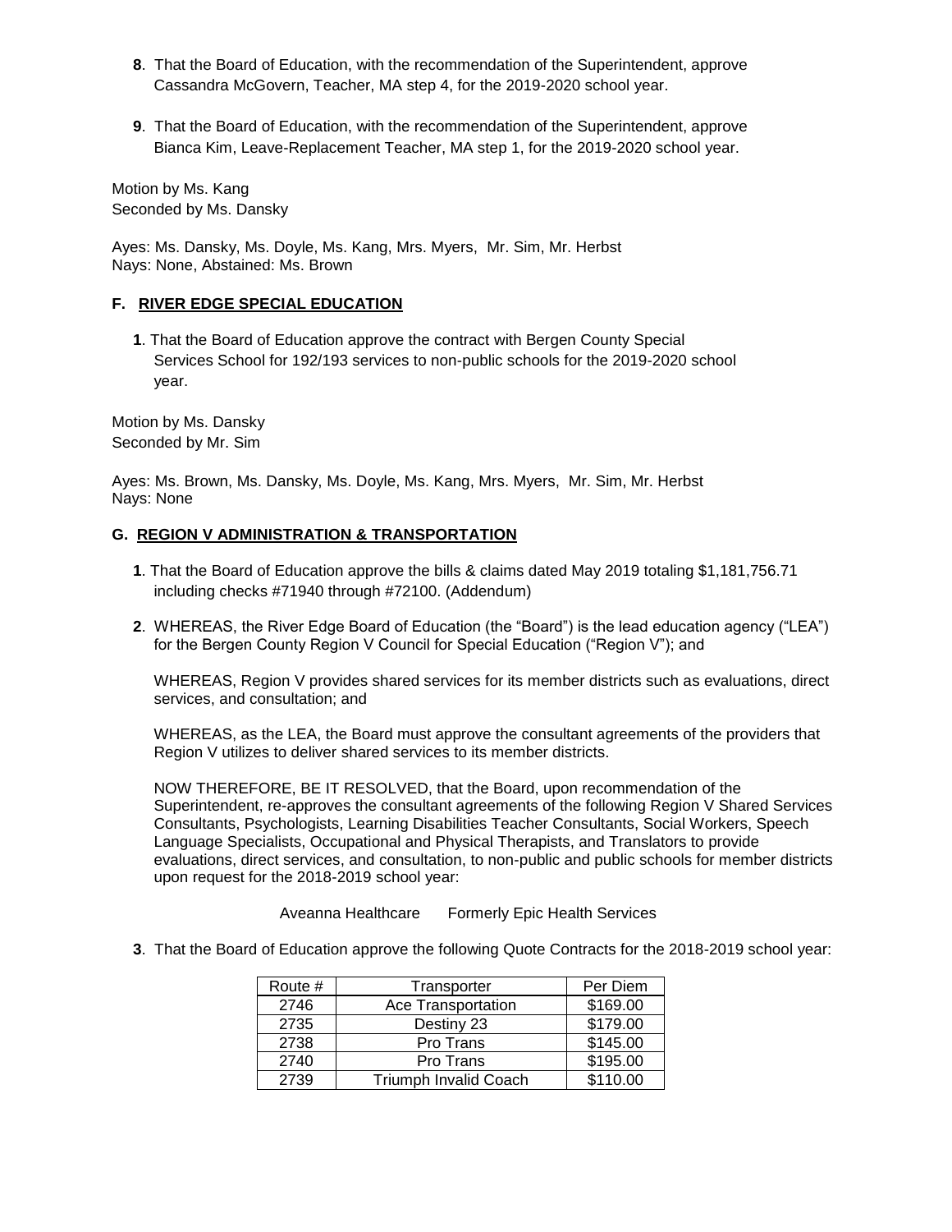**8**. That the Board of Education, with the recommendation of the Superintendent, approve Cassandra McGovern, Teacher, MA step 4, for the 2019-2020 school year.

**9**. That the Board of Education, with the recommendation of the Superintendent, approve Bianca Kim, Leave-Replacement Teacher, MA step 1, for the 2019-2020 school year.

Motion by Ms. Kang
Seconded by Ms. Dansky

Ayes: Ms. Dansky, Ms. Doyle, Ms. Kang, Mrs. Myers, Mr. Sim, Mr. Herbst
Nays: None, Abstained: Ms. Brown

### F. RIVER EDGE SPECIAL EDUCATION

**1**. That the Board of Education approve the contract with Bergen County Special Services School for 192/193 services to non-public schools for the 2019-2020 school year.

Motion by Ms. Dansky
Seconded by Mr. Sim

Ayes: Ms. Brown, Ms. Dansky, Ms. Doyle, Ms. Kang, Mrs. Myers, Mr. Sim, Mr. Herbst
Nays: None

### G. REGION V ADMINISTRATION & TRANSPORTATION

**1**. That the Board of Education approve the bills & claims dated May 2019 totaling $1,181,756.71 including checks #71940 through #72100. (Addendum)

**2**. WHEREAS, the River Edge Board of Education (the "Board") is the lead education agency ("LEA") for the Bergen County Region V Council for Special Education ("Region V"); and

WHEREAS, Region V provides shared services for its member districts such as evaluations, direct services, and consultation; and

WHEREAS, as the LEA, the Board must approve the consultant agreements of the providers that Region V utilizes to deliver shared services to its member districts.

NOW THEREFORE, BE IT RESOLVED, that the Board, upon recommendation of the Superintendent, re-approves the consultant agreements of the following Region V Shared Services Consultants, Psychologists, Learning Disabilities Teacher Consultants, Social Workers, Speech Language Specialists, Occupational and Physical Therapists, and Translators to provide evaluations, direct services, and consultation, to non-public and public schools for member districts upon request for the 2018-2019 school year:

Aveanna Healthcare Formerly Epic Health Services

**3**. That the Board of Education approve the following Quote Contracts for the 2018-2019 school year:

| Route # | Transporter | Per Diem |
|---|---|---|
| 2746 | Ace Transportation | $169.00 |
| 2735 | Destiny 23 | $179.00 |
| 2738 | Pro Trans | $145.00 |
| 2740 | Pro Trans | $195.00 |
| 2739 | Triumph Invalid Coach | $110.00 |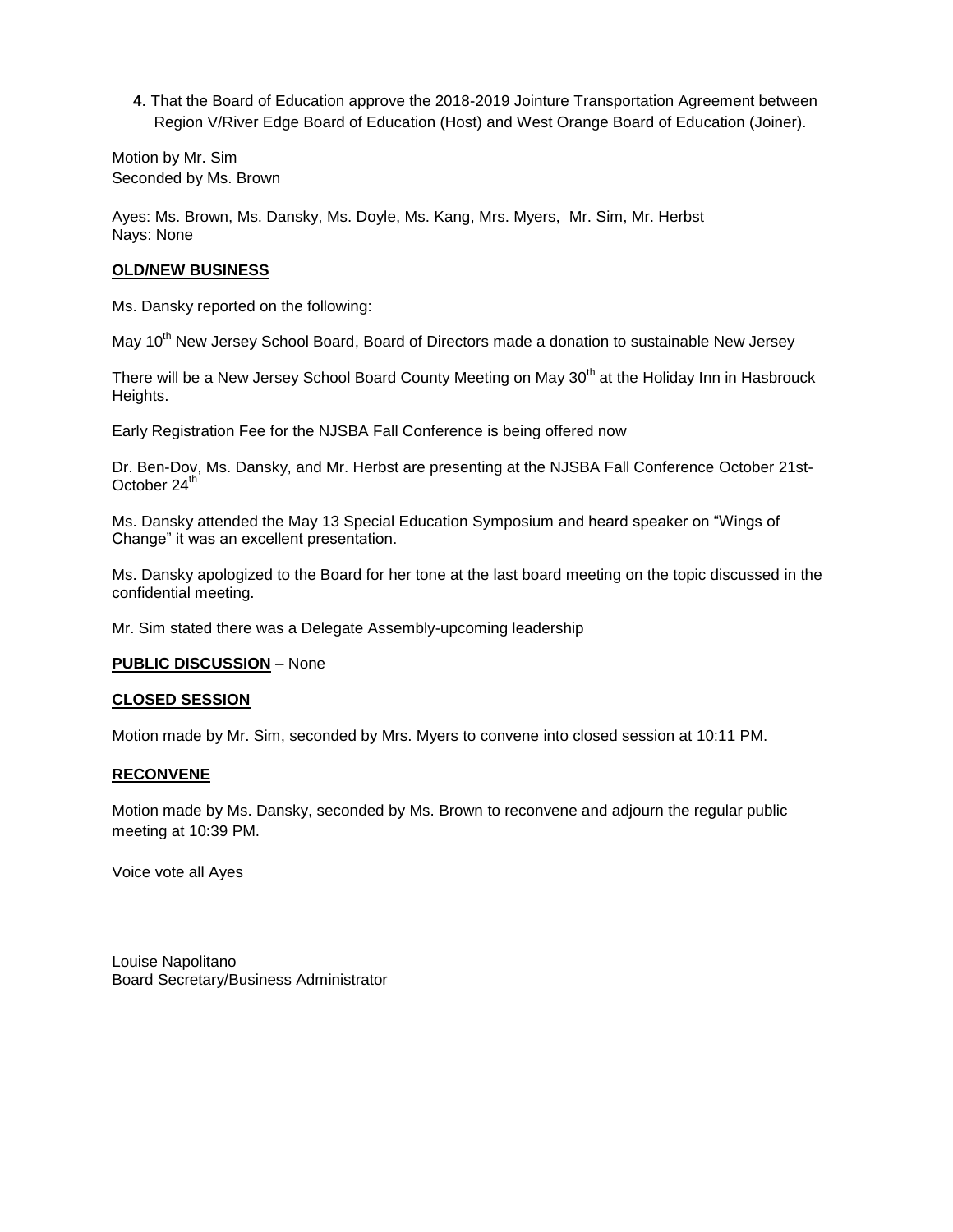**4**. That the Board of Education approve the 2018-2019 Jointure Transportation Agreement between Region V/River Edge Board of Education (Host) and West Orange Board of Education (Joiner).

Motion by Mr. Sim
Seconded by Ms. Brown

Ayes: Ms. Brown, Ms. Dansky, Ms. Doyle, Ms. Kang, Mrs. Myers, Mr. Sim, Mr. Herbst
Nays: None

**OLD/NEW BUSINESS**

Ms. Dansky reported on the following:

May 10th New Jersey School Board, Board of Directors made a donation to sustainable New Jersey

There will be a New Jersey School Board County Meeting on May 30th at the Holiday Inn in Hasbrouck Heights.

Early Registration Fee for the NJSBA Fall Conference is being offered now

Dr. Ben-Dov, Ms. Dansky, and Mr. Herbst are presenting at the NJSBA Fall Conference October 21st-October 24th

Ms. Dansky attended the May 13 Special Education Symposium and heard speaker on "Wings of Change" it was an excellent presentation.

Ms. Dansky apologized to the Board for her tone at the last board meeting on the topic discussed in the confidential meeting.

Mr. Sim stated there was a Delegate Assembly-upcoming leadership

**PUBLIC DISCUSSION** – None

**CLOSED SESSION**

Motion made by Mr. Sim, seconded by Mrs. Myers to convene into closed session at 10:11 PM.

**RECONVENE**

Motion made by Ms. Dansky, seconded by Ms. Brown to reconvene and adjourn the regular public meeting at 10:39 PM.

Voice vote all Ayes

Louise Napolitano
Board Secretary/Business Administrator